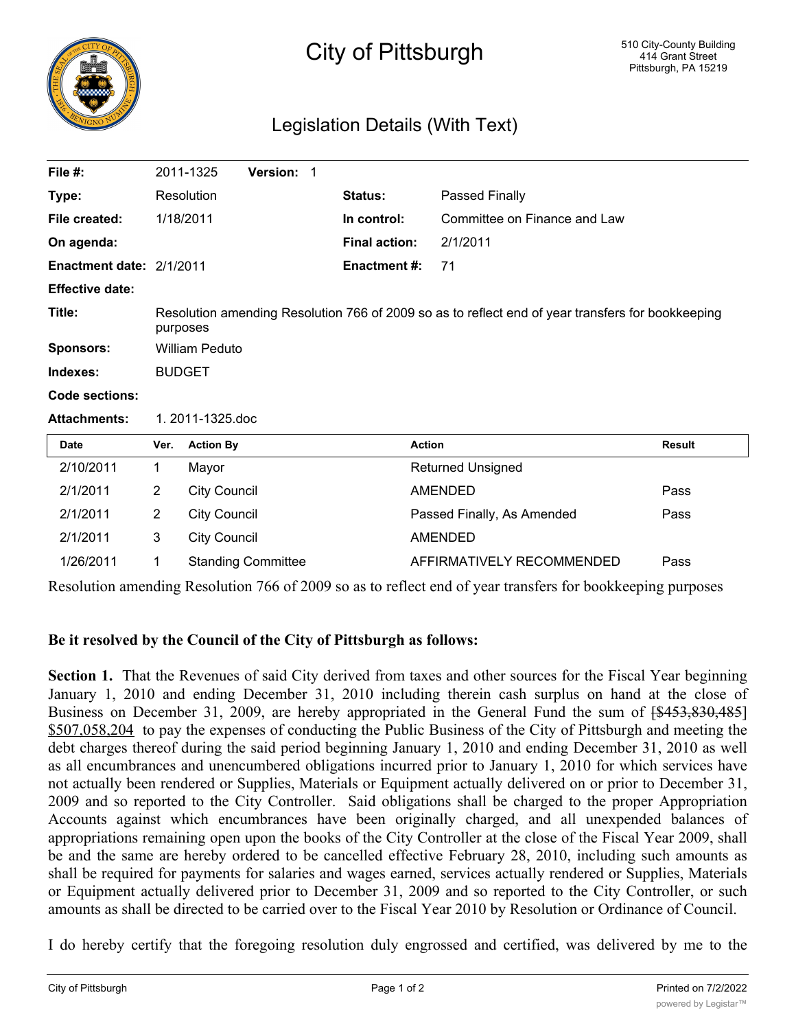# City of Pittsburgh

510 City-County Building
414 Grant Street
Pittsburgh, PA 15219

## Legislation Details (With Text)

| | | | |
|---|---|---|---|
| **File #:** | 2011-1325 **Version:** 1 | | |
| **Type:** | Resolution | **Status:** | Passed Finally |
| **File created:** | 1/18/2011 | **In control:** | Committee on Finance and Law |
| **On agenda:** | | **Final action:** | 2/1/2011 |
| **Enactment date:** | 2/1/2011 | **Enactment #:** | 71 |
| **Effective date:** | | | |
| **Title:** | Resolution amending Resolution 766 of 2009 so as to reflect end of year transfers for bookkeeping purposes | | |
| **Sponsors:** | William Peduto | | |
| **Indexes:** | BUDGET | | |
| **Code sections:** | | | |
| **Attachments:** | 1. 2011-1325.doc | | |

| Date | Ver. | Action By | Action | Result |
|---|---|---|---|---|
| 2/10/2011 | 1 | Mayor | Returned Unsigned | |
| 2/1/2011 | 2 | City Council | AMENDED | Pass |
| 2/1/2011 | 2 | City Council | Passed Finally, As Amended | Pass |
| 2/1/2011 | 3 | City Council | AMENDED | |
| 1/26/2011 | 1 | Standing Committee | AFFIRMATIVELY RECOMMENDED | Pass |

Resolution amending Resolution 766 of 2009 so as to reflect end of year transfers for bookkeeping purposes

**Be it resolved by the Council of the City of Pittsburgh as follows:**

**Section 1.** That the Revenues of said City derived from taxes and other sources for the Fiscal Year beginning January 1, 2010 and ending December 31, 2010 including therein cash surplus on hand at the close of Business on December 31, 2009, are hereby appropriated in the General Fund the sum of [~~$453,830,485~~] <u>$507,058,204</u> to pay the expenses of conducting the Public Business of the City of Pittsburgh and meeting the debt charges thereof during the said period beginning January 1, 2010 and ending December 31, 2010 as well as all encumbrances and unencumbered obligations incurred prior to January 1, 2010 for which services have not actually been rendered or Supplies, Materials or Equipment actually delivered on or prior to December 31, 2009 and so reported to the City Controller. Said obligations shall be charged to the proper Appropriation Accounts against which encumbrances have been originally charged, and all unexpended balances of appropriations remaining open upon the books of the City Controller at the close of the Fiscal Year 2009, shall be and the same are hereby ordered to be cancelled effective February 28, 2010, including such amounts as shall be required for payments for salaries and wages earned, services actually rendered or Supplies, Materials or Equipment actually delivered prior to December 31, 2009 and so reported to the City Controller, or such amounts as shall be directed to be carried over to the Fiscal Year 2010 by Resolution or Ordinance of Council.

I do hereby certify that the foregoing resolution duly engrossed and certified, was delivered by me to the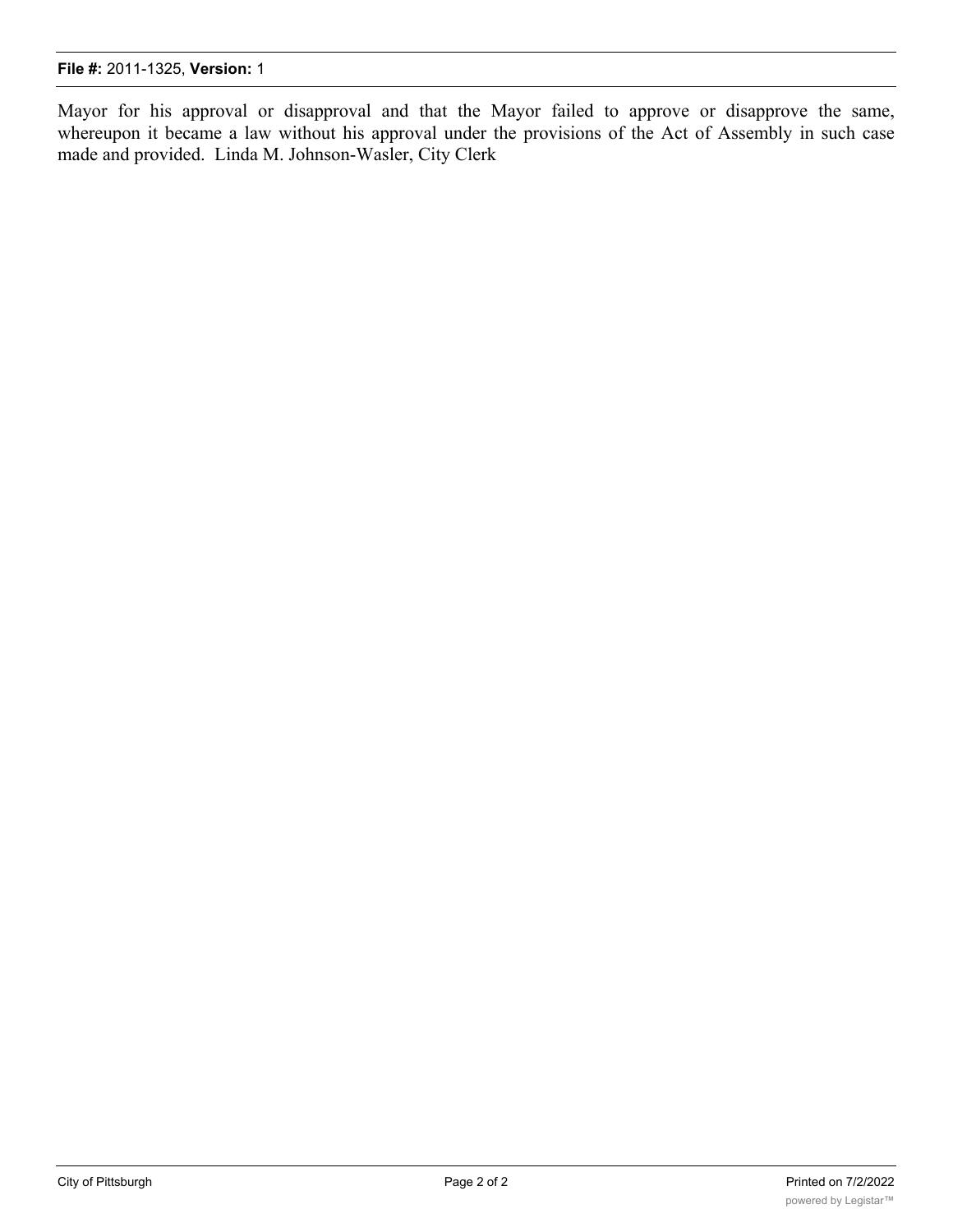Mayor for his approval or disapproval and that the Mayor failed to approve or disapprove the same, whereupon it became a law without his approval under the provisions of the Act of Assembly in such case made and provided. Linda M. Johnson-Wasler, City Clerk